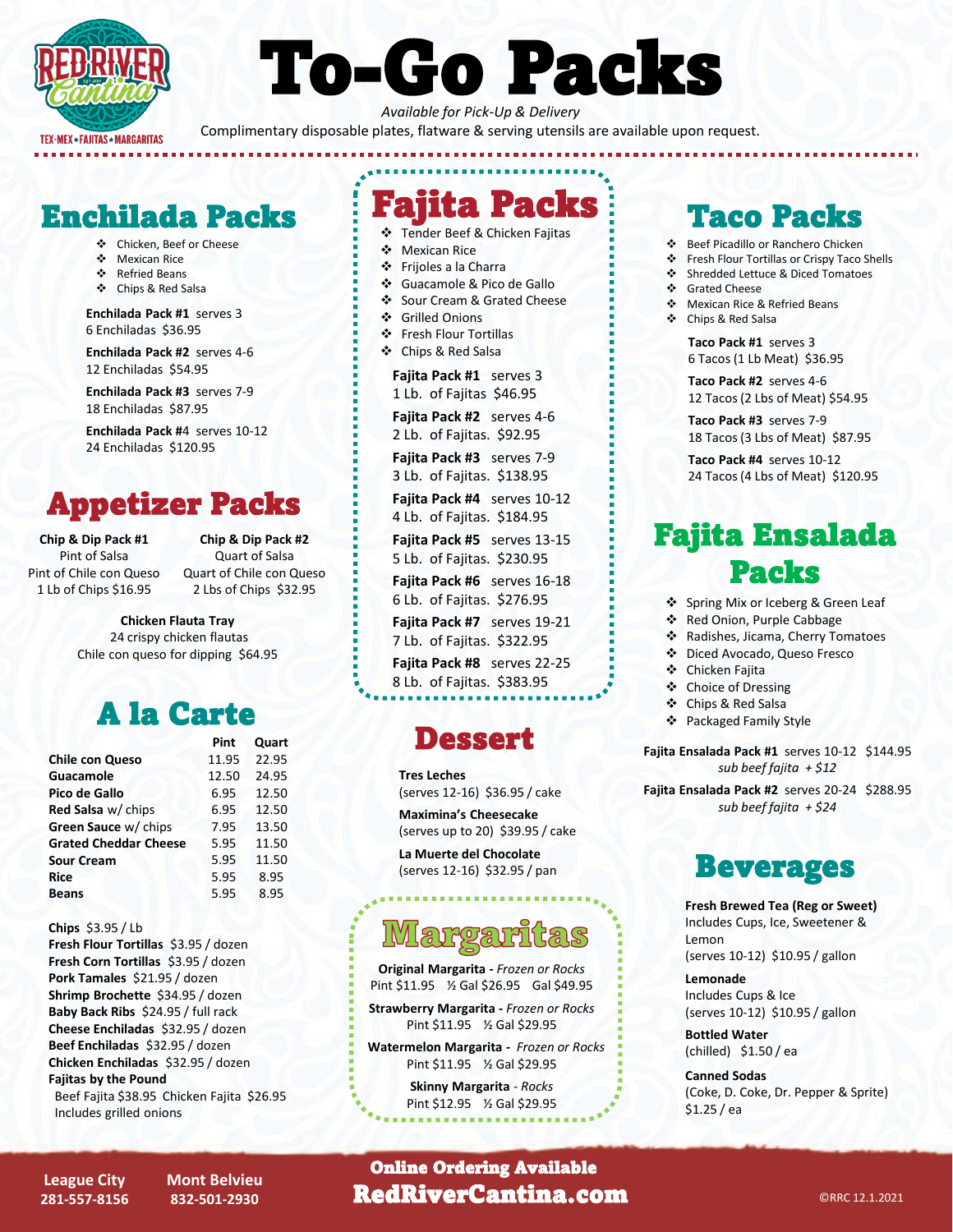RED RIVER Cantina

TEX-MEX ★ FAJITAS ★ MARGARITAS

# To-Go Packs

*Available for Pick-Up & Delivery*

Complimentary disposable plates, flatware & serving utensils are available upon request.

## Enchilada Packs

- Chicken, Beef or Cheese
- Mexican Rice
- Refried Beans
- Chips & Red Salsa

**Enchilada Pack #1** serves 3
6 Enchiladas $36.95

**Enchilada Pack #2** serves 4-6
12 Enchiladas $54.95

**Enchilada Pack #3** serves 7-9
18 Enchiladas $87.95

**Enchilada Pack #**4 serves 10-12
24 Enchiladas $120.95

## Appetizer Packs

**Chip & Dip Pack #1**
Pint of Salsa
Pint of Chile con Queso
1 Lb of Chips $16.95

**Chip & Dip Pack #2**
Quart of Salsa
Quart of Chile con Queso
2 Lbs of Chips $32.95

**Chicken Flauta Tray**
24 crispy chicken flautas
Chile con queso for dipping $64.95

## A la Carte

| | Pint | Quart |
|---|---|---|
| **Chile con Queso** | 11.95 | 22.95 |
| **Guacamole** | 12.50 | 24.95 |
| **Pico de Gallo** | 6.95 | 12.50 |
| **Red Salsa** w/ chips | 6.95 | 12.50 |
| **Green Sauce** w/ chips | 7.95 | 13.50 |
| **Grated Cheddar Cheese** | 5.95 | 11.50 |
| **Sour Cream** | 5.95 | 11.50 |
| **Rice** | 5.95 | 8.95 |
| **Beans** | 5.95 | 8.95 |

**Chips** $3.95 / Lb
**Fresh Flour Tortillas** $3.95 / dozen
**Fresh Corn Tortillas** $3.95 / dozen
**Pork Tamales** $21.95 / dozen
**Shrimp Brochette** $34.95 / dozen
**Baby Back Ribs** $24.95 / full rack
**Cheese Enchiladas** $32.95 / dozen
**Beef Enchiladas** $32.95 / dozen
**Chicken Enchiladas** $32.95 / dozen
**Fajitas by the Pound**
Beef Fajita $38.95 Chicken Fajita $26.95
Includes grilled onions

## Fajita Packs

- Tender Beef & Chicken Fajitas
- Mexican Rice
- Frijoles a la Charra
- Guacamole & Pico de Gallo
- Sour Cream & Grated Cheese
- Grilled Onions
- Fresh Flour Tortillas
- Chips & Red Salsa

**Fajita Pack #1** serves 3
1 Lb. of Fajitas $46.95

**Fajita Pack #2** serves 4-6
2 Lb. of Fajitas. $92.95

**Fajita Pack #3** serves 7-9
3 Lb. of Fajitas. $138.95

**Fajita Pack #4** serves 10-12
4 Lb. of Fajitas. $184.95

**Fajita Pack #5** serves 13-15
5 Lb. of Fajitas. $230.95

**Fajita Pack #6** serves 16-18
6 Lb. of Fajitas. $276.95

**Fajita Pack #7** serves 19-21
7 Lb. of Fajitas. $322.95

**Fajita Pack #8** serves 22-25
8 Lb. of Fajitas. $383.95

## Dessert

**Tres Leches**
(serves 12-16) $36.95 / cake

**Maximina's Cheesecake**
(serves up to 20) $39.95 / cake

**La Muerte del Chocolate**
(serves 12-16) $32.95 / pan

## Margaritas

**Original Margarita -** *Frozen or Rocks*
Pint $11.95 ½ Gal $26.95 Gal $49.95

**Strawberry Margarita -** *Frozen or Rocks*
Pint $11.95 ½ Gal $29.95

**Watermelon Margarita -** *Frozen or Rocks*
Pint $11.95 ½ Gal $29.95

**Skinny Margarita** *- Rocks*
Pint $12.95 ½ Gal $29.95

## Taco Packs

- Beef Picadillo or Ranchero Chicken
- Fresh Flour Tortillas or Crispy Taco Shells
- Shredded Lettuce & Diced Tomatoes
- Grated Cheese
- Mexican Rice & Refried Beans
- Chips & Red Salsa

**Taco Pack #1** serves 3
6 Tacos (1 Lb Meat) $36.95

**Taco Pack #2** serves 4-6
12 Tacos (2 Lbs of Meat) $54.95

**Taco Pack #3** serves 7-9
18 Tacos (3 Lbs of Meat) $87.95

**Taco Pack #4** serves 10-12
24 Tacos (4 Lbs of Meat) $120.95

## Fajita Ensalada Packs

- Spring Mix or Iceberg & Green Leaf
- Red Onion, Purple Cabbage
- Radishes, Jicama, Cherry Tomatoes
- Diced Avocado, Queso Fresco
- Chicken Fajita
- Choice of Dressing
- Chips & Red Salsa
- Packaged Family Style

**Fajita Ensalada Pack #1** serves 10-12 $144.95
*sub beef fajita + $12*

**Fajita Ensalada Pack #2** serves 20-24 $288.95
*sub beef fajita + $24*

## Beverages

**Fresh Brewed Tea (Reg or Sweet)**
Includes Cups, Ice, Sweetener & Lemon
(serves 10-12) $10.95 / gallon

**Lemonade**
Includes Cups & Ice
(serves 10-12) $10.95 / gallon

**Bottled Water**
(chilled) $1.50 / ea

**Canned Sodas**
(Coke, D. Coke, Dr. Pepper & Sprite)
$1.25 / ea

**League City**
**281-557-8156**

**Mont Belvieu**
**832-501-2930**

**Online Ordering Available**
**RedRiverCantina.com**

©RRC 12.1.2021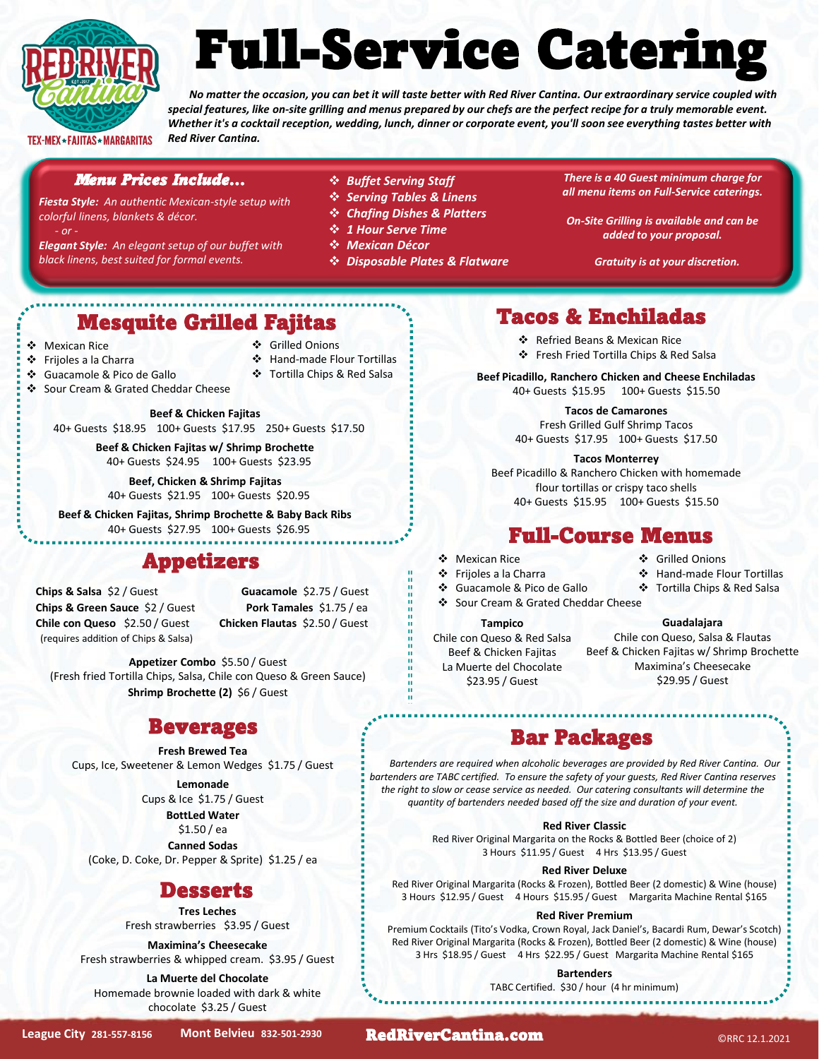# Full-Service Catering

RED RIVER Cantina — TEX-MEX★FAJITAS★MARGARITAS

*No matter the occasion, you can bet it will taste better with Red River Cantina. Our extraordinary service coupled with special features, like on-site grilling and menus prepared by our chefs are the perfect recipe for a truly memorable event. Whether it's a cocktail reception, wedding, lunch, dinner or corporate event, you'll soon see everything tastes better with Red River Cantina.*

### Menu Prices Include...

***Fiesta Style:*** *An authentic Mexican-style setup with colorful linens, blankets & décor.*

*- or -*

***Elegant Style:*** *An elegant setup of our buffet with black linens, best suited for formal events.*

- ***Buffet Serving Staff***
- ***Serving Tables & Linens***
- ***Chafing Dishes & Platters***
- ***1 Hour Serve Time***
- ***Mexican Décor***
- ***Disposable Plates & Flatware***

***There is a 40 Guest minimum charge for all menu items on Full-Service caterings.***

***On-Site Grilling is available and can be added to your proposal.***

***Gratuity is at your discretion.***

## Mesquite Grilled Fajitas

- Mexican Rice
- Frijoles a la Charra
- Guacamole & Pico de Gallo
- Sour Cream & Grated Cheddar Cheese
- Grilled Onions
- Hand-made Flour Tortillas
- Tortilla Chips & Red Salsa

**Beef & Chicken Fajitas**
40+ Guests $18.95 100+ Guests $17.95 250+ Guests $17.50

**Beef & Chicken Fajitas w/ Shrimp Brochette**
40+ Guests $24.95 100+ Guests $23.95

**Beef, Chicken & Shrimp Fajitas**
40+ Guests $21.95 100+ Guests $20.95

**Beef & Chicken Fajitas, Shrimp Brochette & Baby Back Ribs**
40+ Guests $27.95 100+ Guests $26.95

## Appetizers

**Chips & Salsa** $2 / Guest
**Chips & Green Sauce** $2 / Guest
**Chile con Queso** $2.50 / Guest
(requires addition of Chips & Salsa)
**Guacamole** $2.75 / Guest
**Pork Tamales** $1.75 / ea
**Chicken Flautas** $2.50 / Guest

**Appetizer Combo** $5.50 / Guest
(Fresh fried Tortilla Chips, Salsa, Chile con Queso & Green Sauce)

**Shrimp Brochette (2)** $6 / Guest

## Beverages

**Fresh Brewed Tea**
Cups, Ice, Sweetener & Lemon Wedges $1.75 / Guest

**Lemonade**
Cups & Ice $1.75 / Guest

**BottLed Water**
$1.50 / ea

**Canned Sodas**
(Coke, D. Coke, Dr. Pepper & Sprite) $1.25 / ea

## Desserts

**Tres Leches**
Fresh strawberries $3.95 / Guest

**Maximina's Cheesecake**
Fresh strawberries & whipped cream. $3.95 / Guest

**La Muerte del Chocolate**
Homemade brownie loaded with dark & white chocolate $3.25 / Guest

## Tacos & Enchiladas

- Refried Beans & Mexican Rice
- Fresh Fried Tortilla Chips & Red Salsa

**Beef Picadillo, Ranchero Chicken and Cheese Enchiladas**
40+ Guests $15.95 100+ Guests $15.50

**Tacos de Camarones**
Fresh Grilled Gulf Shrimp Tacos
40+ Guests $17.95 100+ Guests $17.50

**Tacos Monterrey**
Beef Picadillo & Ranchero Chicken with homemade flour tortillas or crispy taco shells
40+ Guests $15.95 100+ Guests $15.50

## Full-Course Menus

- Mexican Rice
- Frijoles a la Charra
- Guacamole & Pico de Gallo
- Sour Cream & Grated Cheddar Cheese
- Grilled Onions
- Hand-made Flour Tortillas
- Tortilla Chips & Red Salsa

**Tampico**
Chile con Queso & Red Salsa
Beef & Chicken Fajitas
La Muerte del Chocolate
$23.95 / Guest

**Guadalajara**
Chile con Queso, Salsa & Flautas
Beef & Chicken Fajitas w/ Shrimp Brochette
Maximina's Cheesecake
$29.95 / Guest

## Bar Packages

*Bartenders are required when alcoholic beverages are provided by Red River Cantina. Our bartenders are TABC certified. To ensure the safety of your guests, Red River Cantina reserves the right to slow or cease service as needed. Our catering consultants will determine the quantity of bartenders needed based off the size and duration of your event.*

**Red River Classic**
Red River Original Margarita on the Rocks & Bottled Beer (choice of 2)
3 Hours $11.95 / Guest 4 Hrs $13.95 / Guest

**Red River Deluxe**
Red River Original Margarita (Rocks & Frozen), Bottled Beer (2 domestic) & Wine (house)
3 Hours $12.95 / Guest 4 Hours $15.95 / Guest Margarita Machine Rental $165

**Red River Premium**
Premium Cocktails (Tito's Vodka, Crown Royal, Jack Daniel's, Bacardi Rum, Dewar's Scotch)
Red River Original Margarita (Rocks & Frozen), Bottled Beer (2 domestic) & Wine (house)
3 Hrs $18.95 / Guest 4 Hrs $22.95 / Guest Margarita Machine Rental $165

**Bartenders**
TABC Certified. $30 / hour (4 hr minimum)

**League City** 281-557-8156 **Mont Belvieu** 832-501-2930 **RedRiverCantina.com** ©RRC 12.1.2021